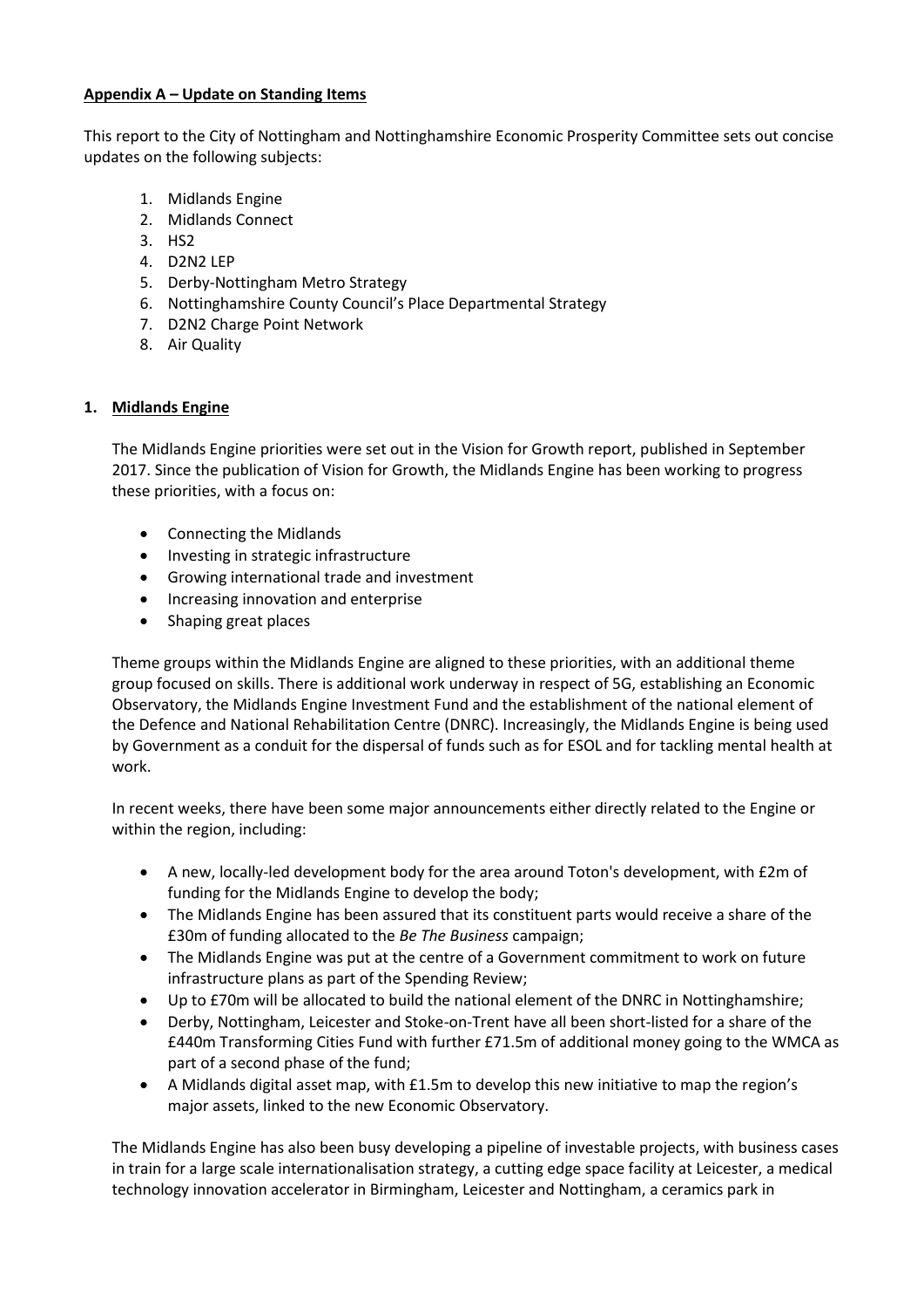**Appendix A – Update on Standing Items**

This report to the City of Nottingham and Nottinghamshire Economic Prosperity Committee sets out concise updates on the following subjects:

1. Midlands Engine
2. Midlands Connect
3. HS2
4. D2N2 LEP
5. Derby-Nottingham Metro Strategy
6. Nottinghamshire County Council's Place Departmental Strategy
7. D2N2 Charge Point Network
8. Air Quality

## 1. Midlands Engine

The Midlands Engine priorities were set out in the Vision for Growth report, published in September 2017. Since the publication of Vision for Growth, the Midlands Engine has been working to progress these priorities, with a focus on:

- Connecting the Midlands
- Investing in strategic infrastructure
- Growing international trade and investment
- Increasing innovation and enterprise
- Shaping great places

Theme groups within the Midlands Engine are aligned to these priorities, with an additional theme group focused on skills. There is additional work underway in respect of 5G, establishing an Economic Observatory, the Midlands Engine Investment Fund and the establishment of the national element of the Defence and National Rehabilitation Centre (DNRC). Increasingly, the Midlands Engine is being used by Government as a conduit for the dispersal of funds such as for ESOL and for tackling mental health at work.

In recent weeks, there have been some major announcements either directly related to the Engine or within the region, including:

- A new, locally-led development body for the area around Toton's development, with £2m of funding for the Midlands Engine to develop the body;
- The Midlands Engine has been assured that its constituent parts would receive a share of the £30m of funding allocated to the *Be The Business* campaign;
- The Midlands Engine was put at the centre of a Government commitment to work on future infrastructure plans as part of the Spending Review;
- Up to £70m will be allocated to build the national element of the DNRC in Nottinghamshire;
- Derby, Nottingham, Leicester and Stoke-on-Trent have all been short-listed for a share of the £440m Transforming Cities Fund with further £71.5m of additional money going to the WMCA as part of a second phase of the fund;
- A Midlands digital asset map, with £1.5m to develop this new initiative to map the region's major assets, linked to the new Economic Observatory.

The Midlands Engine has also been busy developing a pipeline of investable projects, with business cases in train for a large scale internationalisation strategy, a cutting edge space facility at Leicester, a medical technology innovation accelerator in Birmingham, Leicester and Nottingham, a ceramics park in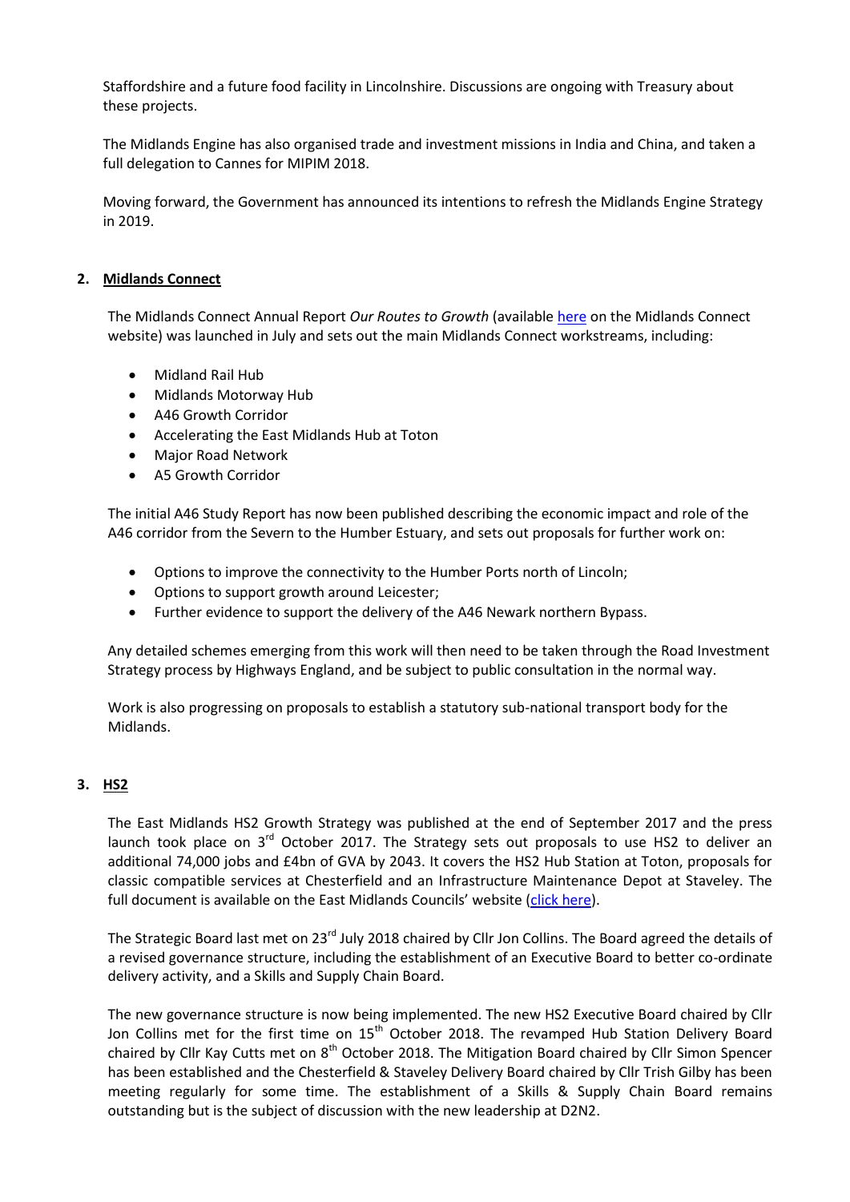Staffordshire and a future food facility in Lincolnshire. Discussions are ongoing with Treasury about these projects.

The Midlands Engine has also organised trade and investment missions in India and China, and taken a full delegation to Cannes for MIPIM 2018.

Moving forward, the Government has announced its intentions to refresh the Midlands Engine Strategy in 2019.

## 2. Midlands Connect

The Midlands Connect Annual Report *Our Routes to Growth* (available here on the Midlands Connect website) was launched in July and sets out the main Midlands Connect workstreams, including:

- Midland Rail Hub
- Midlands Motorway Hub
- A46 Growth Corridor
- Accelerating the East Midlands Hub at Toton
- Major Road Network
- A5 Growth Corridor

The initial A46 Study Report has now been published describing the economic impact and role of the A46 corridor from the Severn to the Humber Estuary, and sets out proposals for further work on:

- Options to improve the connectivity to the Humber Ports north of Lincoln;
- Options to support growth around Leicester;
- Further evidence to support the delivery of the A46 Newark northern Bypass.

Any detailed schemes emerging from this work will then need to be taken through the Road Investment Strategy process by Highways England, and be subject to public consultation in the normal way.

Work is also progressing on proposals to establish a statutory sub-national transport body for the Midlands.

## 3. HS2

The East Midlands HS2 Growth Strategy was published at the end of September 2017 and the press launch took place on 3rd October 2017. The Strategy sets out proposals to use HS2 to deliver an additional 74,000 jobs and £4bn of GVA by 2043. It covers the HS2 Hub Station at Toton, proposals for classic compatible services at Chesterfield and an Infrastructure Maintenance Depot at Staveley. The full document is available on the East Midlands Councils' website (click here).

The Strategic Board last met on 23rd July 2018 chaired by Cllr Jon Collins. The Board agreed the details of a revised governance structure, including the establishment of an Executive Board to better co-ordinate delivery activity, and a Skills and Supply Chain Board.

The new governance structure is now being implemented. The new HS2 Executive Board chaired by Cllr Jon Collins met for the first time on 15th October 2018. The revamped Hub Station Delivery Board chaired by Cllr Kay Cutts met on 8th October 2018. The Mitigation Board chaired by Cllr Simon Spencer has been established and the Chesterfield & Staveley Delivery Board chaired by Cllr Trish Gilby has been meeting regularly for some time. The establishment of a Skills & Supply Chain Board remains outstanding but is the subject of discussion with the new leadership at D2N2.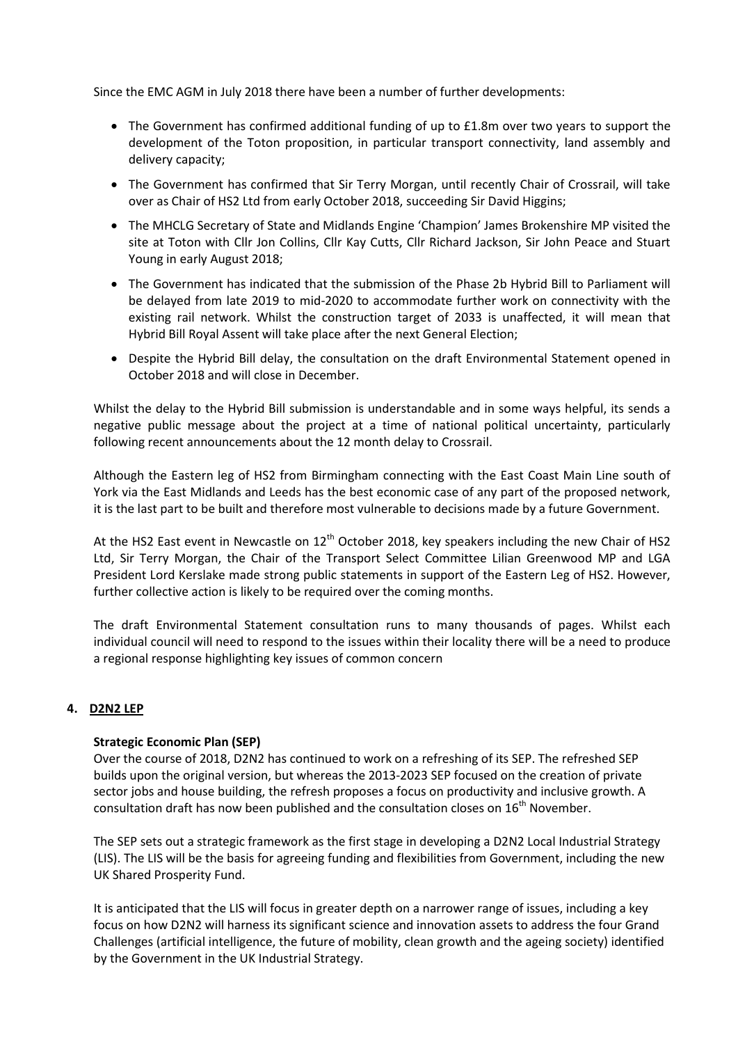Since the EMC AGM in July 2018 there have been a number of further developments:

- The Government has confirmed additional funding of up to £1.8m over two years to support the development of the Toton proposition, in particular transport connectivity, land assembly and delivery capacity;
- The Government has confirmed that Sir Terry Morgan, until recently Chair of Crossrail, will take over as Chair of HS2 Ltd from early October 2018, succeeding Sir David Higgins;
- The MHCLG Secretary of State and Midlands Engine 'Champion' James Brokenshire MP visited the site at Toton with Cllr Jon Collins, Cllr Kay Cutts, Cllr Richard Jackson, Sir John Peace and Stuart Young in early August 2018;
- The Government has indicated that the submission of the Phase 2b Hybrid Bill to Parliament will be delayed from late 2019 to mid-2020 to accommodate further work on connectivity with the existing rail network. Whilst the construction target of 2033 is unaffected, it will mean that Hybrid Bill Royal Assent will take place after the next General Election;
- Despite the Hybrid Bill delay, the consultation on the draft Environmental Statement opened in October 2018 and will close in December.

Whilst the delay to the Hybrid Bill submission is understandable and in some ways helpful, its sends a negative public message about the project at a time of national political uncertainty, particularly following recent announcements about the 12 month delay to Crossrail.

Although the Eastern leg of HS2 from Birmingham connecting with the East Coast Main Line south of York via the East Midlands and Leeds has the best economic case of any part of the proposed network, it is the last part to be built and therefore most vulnerable to decisions made by a future Government.

At the HS2 East event in Newcastle on 12th October 2018, key speakers including the new Chair of HS2 Ltd, Sir Terry Morgan, the Chair of the Transport Select Committee Lilian Greenwood MP and LGA President Lord Kerslake made strong public statements in support of the Eastern Leg of HS2. However, further collective action is likely to be required over the coming months.

The draft Environmental Statement consultation runs to many thousands of pages. Whilst each individual council will need to respond to the issues within their locality there will be a need to produce a regional response highlighting key issues of common concern

## 4. D2N2 LEP

**Strategic Economic Plan (SEP)**

Over the course of 2018, D2N2 has continued to work on a refreshing of its SEP. The refreshed SEP builds upon the original version, but whereas the 2013-2023 SEP focused on the creation of private sector jobs and house building, the refresh proposes a focus on productivity and inclusive growth. A consultation draft has now been published and the consultation closes on 16th November.

The SEP sets out a strategic framework as the first stage in developing a D2N2 Local Industrial Strategy (LIS). The LIS will be the basis for agreeing funding and flexibilities from Government, including the new UK Shared Prosperity Fund.

It is anticipated that the LIS will focus in greater depth on a narrower range of issues, including a key focus on how D2N2 will harness its significant science and innovation assets to address the four Grand Challenges (artificial intelligence, the future of mobility, clean growth and the ageing society) identified by the Government in the UK Industrial Strategy.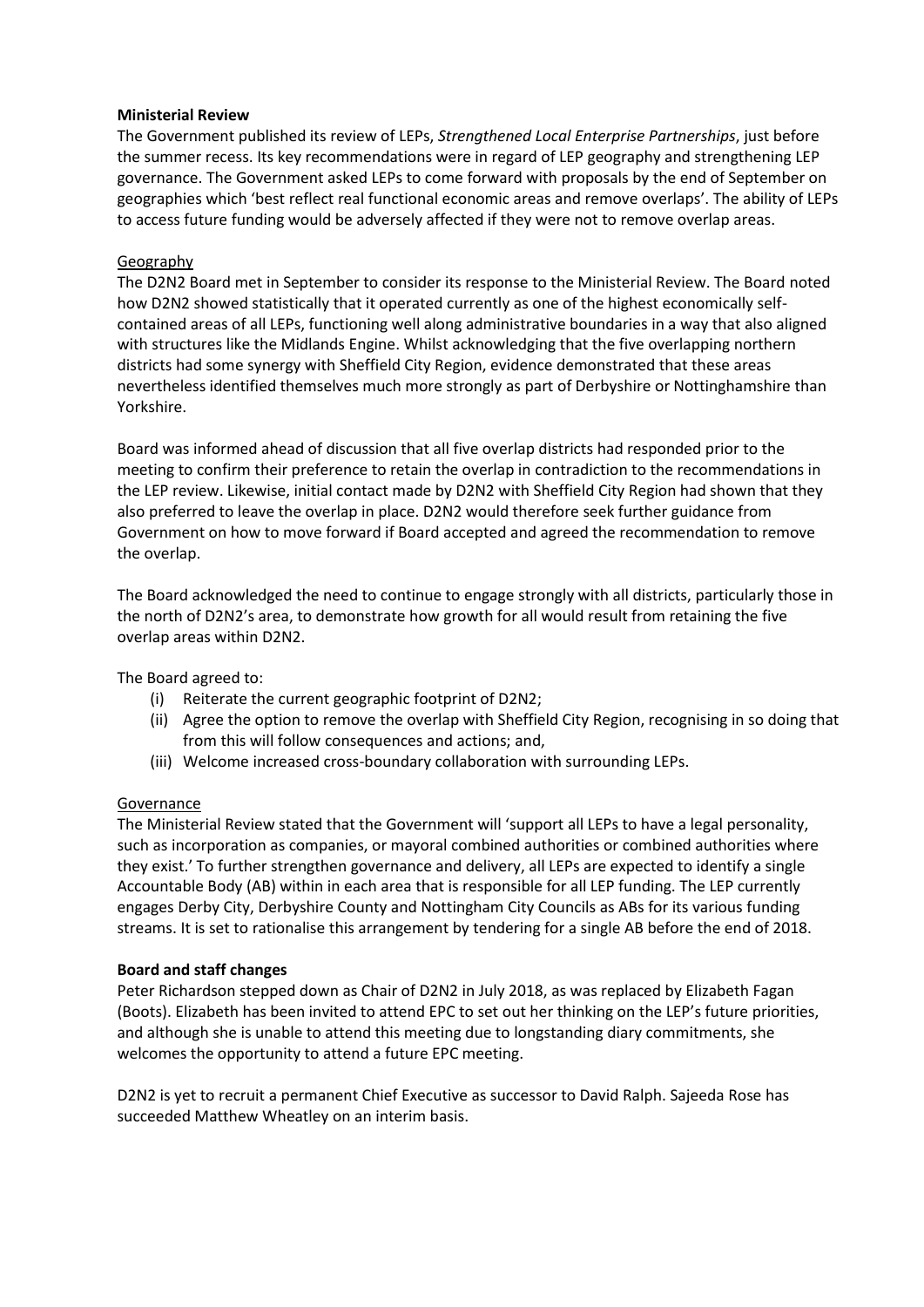**Ministerial Review**

The Government published its review of LEPs, *Strengthened Local Enterprise Partnerships*, just before the summer recess. Its key recommendations were in regard of LEP geography and strengthening LEP governance. The Government asked LEPs to come forward with proposals by the end of September on geographies which 'best reflect real functional economic areas and remove overlaps'. The ability of LEPs to access future funding would be adversely affected if they were not to remove overlap areas.

Geography

The D2N2 Board met in September to consider its response to the Ministerial Review. The Board noted how D2N2 showed statistically that it operated currently as one of the highest economically self-contained areas of all LEPs, functioning well along administrative boundaries in a way that also aligned with structures like the Midlands Engine. Whilst acknowledging that the five overlapping northern districts had some synergy with Sheffield City Region, evidence demonstrated that these areas nevertheless identified themselves much more strongly as part of Derbyshire or Nottinghamshire than Yorkshire.

Board was informed ahead of discussion that all five overlap districts had responded prior to the meeting to confirm their preference to retain the overlap in contradiction to the recommendations in the LEP review. Likewise, initial contact made by D2N2 with Sheffield City Region had shown that they also preferred to leave the overlap in place. D2N2 would therefore seek further guidance from Government on how to move forward if Board accepted and agreed the recommendation to remove the overlap.

The Board acknowledged the need to continue to engage strongly with all districts, particularly those in the north of D2N2's area, to demonstrate how growth for all would result from retaining the five overlap areas within D2N2.

The Board agreed to:

(i) Reiterate the current geographic footprint of D2N2;
(ii) Agree the option to remove the overlap with Sheffield City Region, recognising in so doing that from this will follow consequences and actions; and,
(iii) Welcome increased cross-boundary collaboration with surrounding LEPs.

Governance

The Ministerial Review stated that the Government will 'support all LEPs to have a legal personality, such as incorporation as companies, or mayoral combined authorities or combined authorities where they exist.' To further strengthen governance and delivery, all LEPs are expected to identify a single Accountable Body (AB) within in each area that is responsible for all LEP funding. The LEP currently engages Derby City, Derbyshire County and Nottingham City Councils as ABs for its various funding streams. It is set to rationalise this arrangement by tendering for a single AB before the end of 2018.

**Board and staff changes**

Peter Richardson stepped down as Chair of D2N2 in July 2018, as was replaced by Elizabeth Fagan (Boots). Elizabeth has been invited to attend EPC to set out her thinking on the LEP's future priorities, and although she is unable to attend this meeting due to longstanding diary commitments, she welcomes the opportunity to attend a future EPC meeting.

D2N2 is yet to recruit a permanent Chief Executive as successor to David Ralph. Sajeeda Rose has succeeded Matthew Wheatley on an interim basis.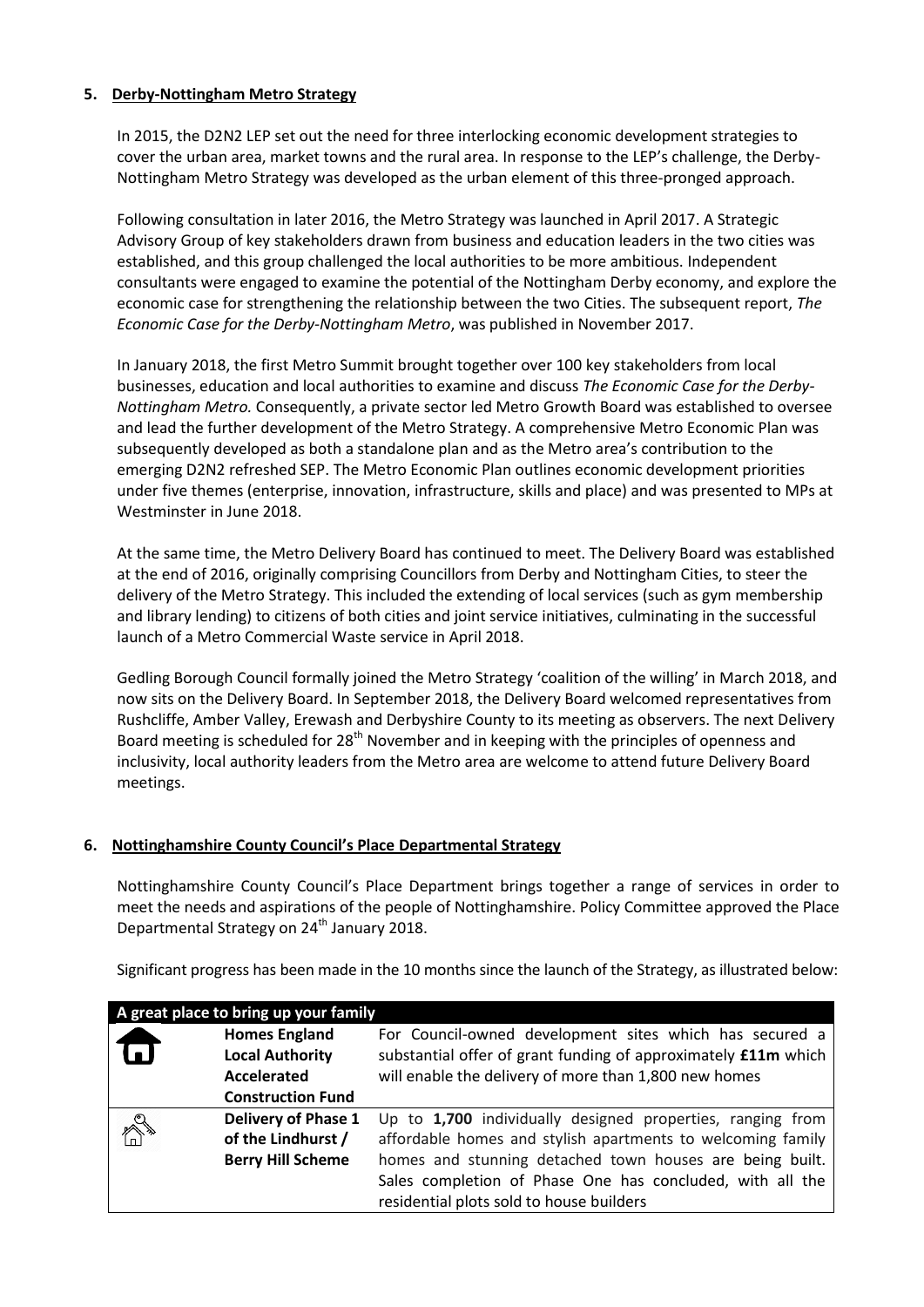## 5. Derby-Nottingham Metro Strategy

In 2015, the D2N2 LEP set out the need for three interlocking economic development strategies to cover the urban area, market towns and the rural area. In response to the LEP's challenge, the Derby-Nottingham Metro Strategy was developed as the urban element of this three-pronged approach.

Following consultation in later 2016, the Metro Strategy was launched in April 2017. A Strategic Advisory Group of key stakeholders drawn from business and education leaders in the two cities was established, and this group challenged the local authorities to be more ambitious. Independent consultants were engaged to examine the potential of the Nottingham Derby economy, and explore the economic case for strengthening the relationship between the two Cities. The subsequent report, *The Economic Case for the Derby-Nottingham Metro*, was published in November 2017.

In January 2018, the first Metro Summit brought together over 100 key stakeholders from local businesses, education and local authorities to examine and discuss *The Economic Case for the Derby-Nottingham Metro.* Consequently, a private sector led Metro Growth Board was established to oversee and lead the further development of the Metro Strategy. A comprehensive Metro Economic Plan was subsequently developed as both a standalone plan and as the Metro area's contribution to the emerging D2N2 refreshed SEP. The Metro Economic Plan outlines economic development priorities under five themes (enterprise, innovation, infrastructure, skills and place) and was presented to MPs at Westminster in June 2018.

At the same time, the Metro Delivery Board has continued to meet. The Delivery Board was established at the end of 2016, originally comprising Councillors from Derby and Nottingham Cities, to steer the delivery of the Metro Strategy. This included the extending of local services (such as gym membership and library lending) to citizens of both cities and joint service initiatives, culminating in the successful launch of a Metro Commercial Waste service in April 2018.

Gedling Borough Council formally joined the Metro Strategy 'coalition of the willing' in March 2018, and now sits on the Delivery Board. In September 2018, the Delivery Board welcomed representatives from Rushcliffe, Amber Valley, Erewash and Derbyshire County to its meeting as observers. The next Delivery Board meeting is scheduled for 28th November and in keeping with the principles of openness and inclusivity, local authority leaders from the Metro area are welcome to attend future Delivery Board meetings.

## 6. Nottinghamshire County Council's Place Departmental Strategy

Nottinghamshire County Council's Place Department brings together a range of services in order to meet the needs and aspirations of the people of Nottinghamshire. Policy Committee approved the Place Departmental Strategy on 24th January 2018.

Significant progress has been made in the 10 months since the launch of the Strategy, as illustrated below:

| A great place to bring up your family | | |
|---|---|---|
| | **Homes England Local Authority Accelerated Construction Fund** | For Council-owned development sites which has secured a substantial offer of grant funding of approximately **£11m** which will enable the delivery of more than 1,800 new homes |
| | **Delivery of Phase 1 of the Lindhurst / Berry Hill Scheme** | Up to **1,700** individually designed properties, ranging from affordable homes and stylish apartments to welcoming family homes and stunning detached town houses are being built. Sales completion of Phase One has concluded, with all the residential plots sold to house builders |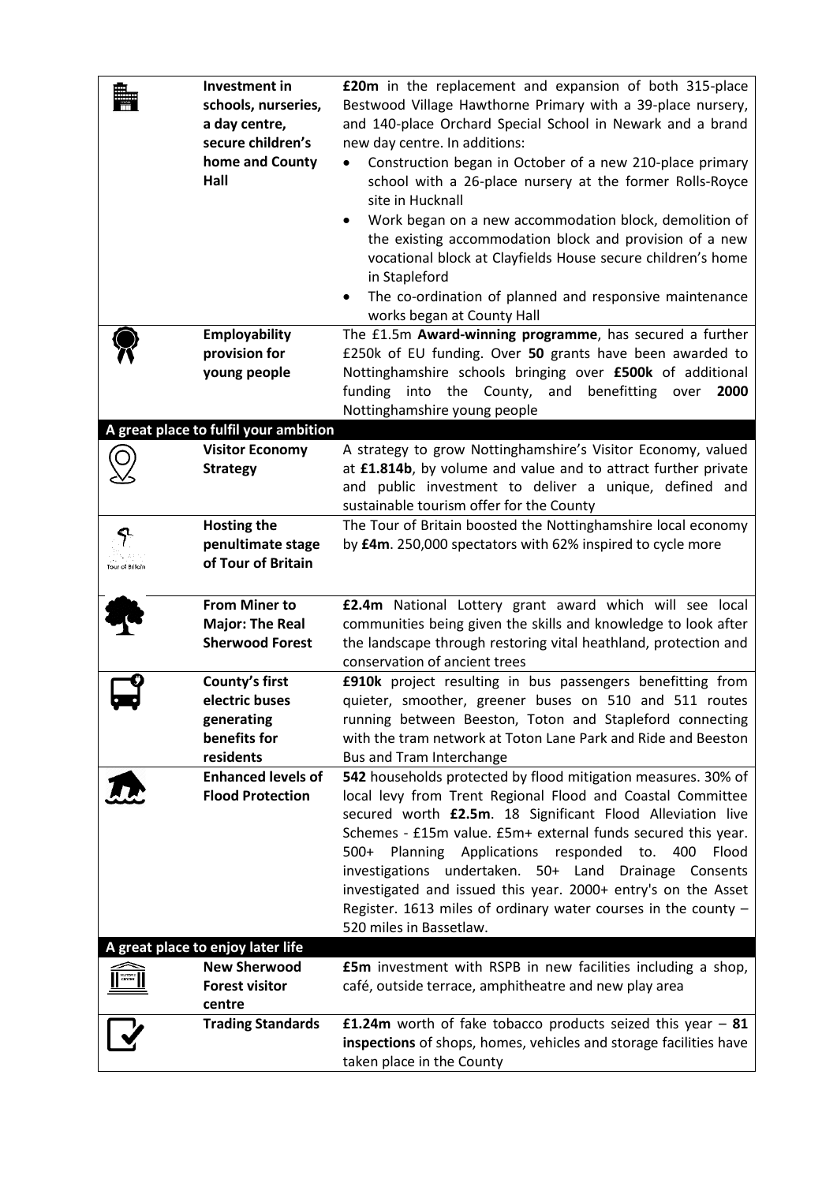| | | |
|---|---|---|
| | **Investment in schools, nurseries, a day centre, secure children's home and County Hall** | **£20m** in the replacement and expansion of both 315-place Bestwood Village Hawthorne Primary with a 39-place nursery, and 140-place Orchard Special School in Newark and a brand new day centre. In additions:<br>• Construction began in October of a new 210-place primary school with a 26-place nursery at the former Rolls-Royce site in Hucknall<br>• Work began on a new accommodation block, demolition of the existing accommodation block and provision of a new vocational block at Clayfields House secure children's home in Stapleford<br>• The co-ordination of planned and responsive maintenance works began at County Hall |
| | **Employability provision for young people** | The £1.5m **Award-winning programme**, has secured a further £250k of EU funding. Over **50** grants have been awarded to Nottinghamshire schools bringing over **£500k** of additional funding into the County, and benefitting over **2000** Nottinghamshire young people |
| **A great place to fulfil your ambition** | | |
| | **Visitor Economy Strategy** | A strategy to grow Nottinghamshire's Visitor Economy, valued at **£1.814b**, by volume and value and to attract further private and public investment to deliver a unique, defined and sustainable tourism offer for the County |
| Tour of Britain | **Hosting the penultimate stage of Tour of Britain** | The Tour of Britain boosted the Nottinghamshire local economy by **£4m**. 250,000 spectators with 62% inspired to cycle more |
| | **From Miner to Major: The Real Sherwood Forest** | **£2.4m** National Lottery grant award which will see local communities being given the skills and knowledge to look after the landscape through restoring vital heathland, protection and conservation of ancient trees |
| | **County's first electric buses generating benefits for residents** | **£910k** project resulting in bus passengers benefitting from quieter, smoother, greener buses on 510 and 511 routes running between Beeston, Toton and Stapleford connecting with the tram network at Toton Lane Park and Ride and Beeston Bus and Tram Interchange |
| | **Enhanced levels of Flood Protection** | **542** households protected by flood mitigation measures. 30% of local levy from Trent Regional Flood and Coastal Committee secured worth **£2.5m**. 18 Significant Flood Alleviation live Schemes - £15m value. £5m+ external funds secured this year. 500+ Planning Applications responded to. 400 Flood investigations undertaken. 50+ Land Drainage Consents investigated and issued this year. 2000+ entry's on the Asset Register. 1613 miles of ordinary water courses in the county – 520 miles in Bassetlaw. |
| **A great place to enjoy later life** | | |
| | **New Sherwood Forest visitor centre** | **£5m** investment with RSPB in new facilities including a shop, café, outside terrace, amphitheatre and new play area |
| | **Trading Standards** | **£1.24m** worth of fake tobacco products seized this year – **81 inspections** of shops, homes, vehicles and storage facilities have taken place in the County |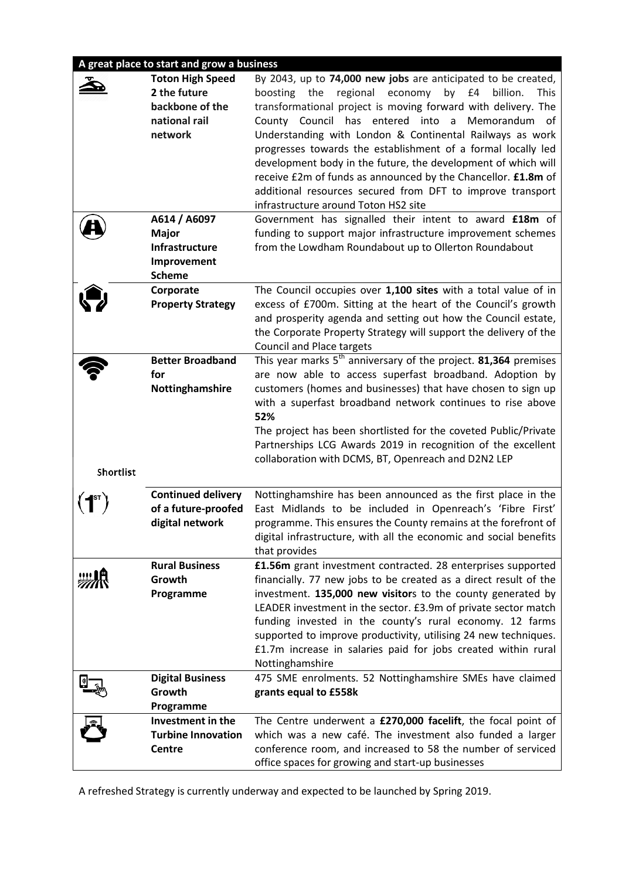| A great place to start and grow a business | | |
|---|---|---|
| | **Toton High Speed 2 the future backbone of the national rail network** | By 2043, up to **74,000 new jobs** are anticipated to be created, boosting the regional economy by £4 billion. This transformational project is moving forward with delivery. The County Council has entered into a Memorandum of Understanding with London & Continental Railways as work progresses towards the establishment of a formal locally led development body in the future, the development of which will receive £2m of funds as announced by the Chancellor. **£1.8m** of additional resources secured from DFT to improve transport infrastructure around Toton HS2 site |
| | **A614 / A6097 Major Infrastructure Improvement Scheme** | Government has signalled their intent to award **£18m** of funding to support major infrastructure improvement schemes from the Lowdham Roundabout up to Ollerton Roundabout |
| | **Corporate Property Strategy** | The Council occupies over **1,100 sites** with a total value of in excess of £700m. Sitting at the heart of the Council's growth and prosperity agenda and setting out how the Council estate, the Corporate Property Strategy will support the delivery of the Council and Place targets |
| Shortlist | **Better Broadband for Nottinghamshire** | This year marks 5th anniversary of the project. **81,364** premises are now able to access superfast broadband. Adoption by customers (homes and businesses) that have chosen to sign up with a superfast broadband network continues to rise above **52%**<br>The project has been shortlisted for the coveted Public/Private Partnerships LCG Awards 2019 in recognition of the excellent collaboration with DCMS, BT, Openreach and D2N2 LEP |
| 1ST | **Continued delivery of a future-proofed digital network** | Nottinghamshire has been announced as the first place in the East Midlands to be included in Openreach's 'Fibre First' programme. This ensures the County remains at the forefront of digital infrastructure, with all the economic and social benefits that provides |
| | **Rural Business Growth Programme** | **£1.56m** grant investment contracted. 28 enterprises supported financially. 77 new jobs to be created as a direct result of the investment. **135,000 new visitor**s to the county generated by LEADER investment in the sector. £3.9m of private sector match funding invested in the county's rural economy. 12 farms supported to improve productivity, utilising 24 new techniques. £1.7m increase in salaries paid for jobs created within rural Nottinghamshire |
| | **Digital Business Growth Programme** | 475 SME enrolments. 52 Nottinghamshire SMEs have claimed **grants equal to £558k** |
| | **Investment in the Turbine Innovation Centre** | The Centre underwent a **£270,000 facelift**, the focal point of which was a new café. The investment also funded a larger conference room, and increased to 58 the number of serviced office spaces for growing and start-up businesses |

A refreshed Strategy is currently underway and expected to be launched by Spring 2019.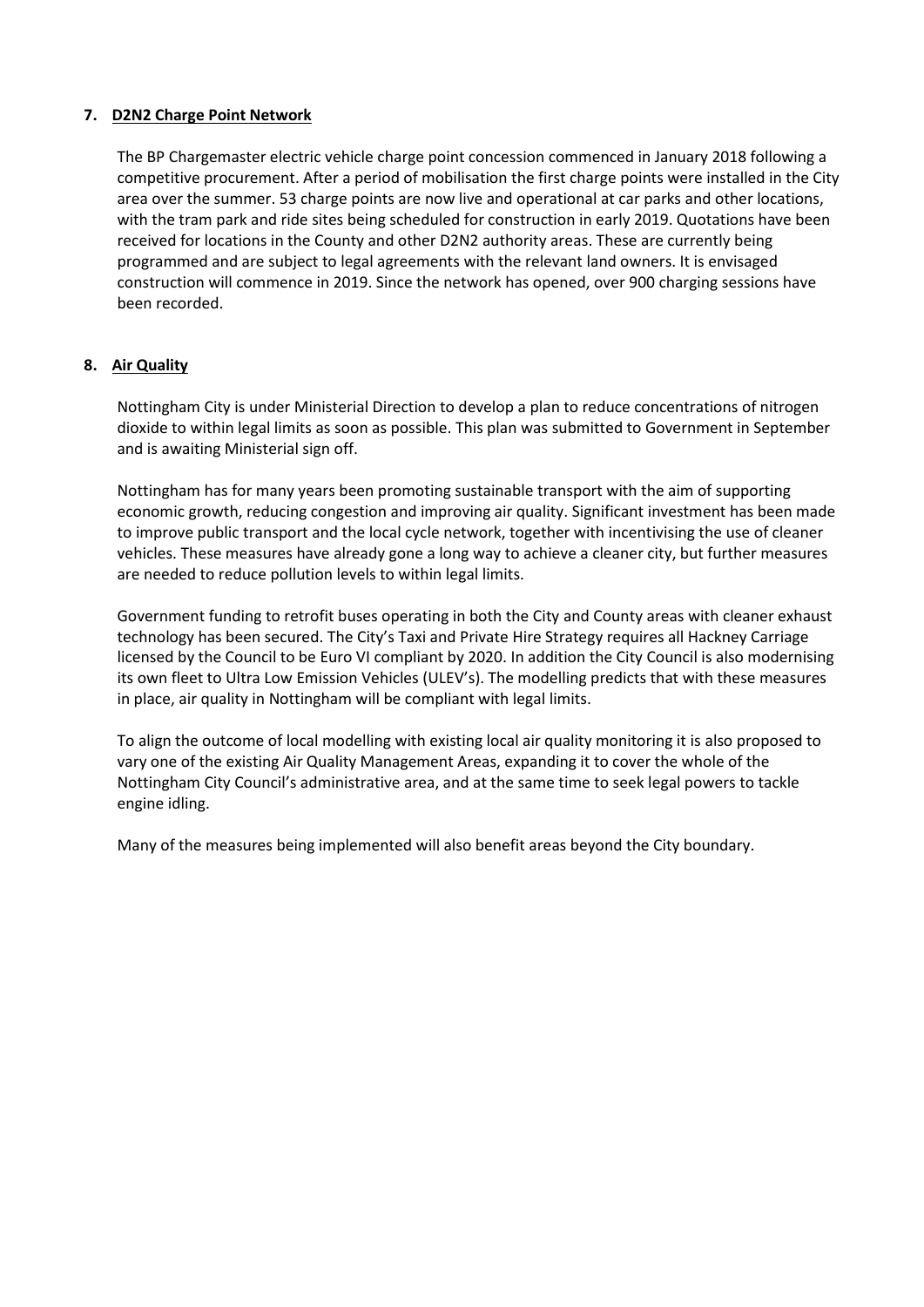## 7. D2N2 Charge Point Network

The BP Chargemaster electric vehicle charge point concession commenced in January 2018 following a competitive procurement. After a period of mobilisation the first charge points were installed in the City area over the summer. 53 charge points are now live and operational at car parks and other locations, with the tram park and ride sites being scheduled for construction in early 2019. Quotations have been received for locations in the County and other D2N2 authority areas. These are currently being programmed and are subject to legal agreements with the relevant land owners. It is envisaged construction will commence in 2019. Since the network has opened, over 900 charging sessions have been recorded.

## 8. Air Quality

Nottingham City is under Ministerial Direction to develop a plan to reduce concentrations of nitrogen dioxide to within legal limits as soon as possible. This plan was submitted to Government in September and is awaiting Ministerial sign off.

Nottingham has for many years been promoting sustainable transport with the aim of supporting economic growth, reducing congestion and improving air quality. Significant investment has been made to improve public transport and the local cycle network, together with incentivising the use of cleaner vehicles. These measures have already gone a long way to achieve a cleaner city, but further measures are needed to reduce pollution levels to within legal limits.

Government funding to retrofit buses operating in both the City and County areas with cleaner exhaust technology has been secured. The City's Taxi and Private Hire Strategy requires all Hackney Carriage licensed by the Council to be Euro VI compliant by 2020. In addition the City Council is also modernising its own fleet to Ultra Low Emission Vehicles (ULEV's). The modelling predicts that with these measures in place, air quality in Nottingham will be compliant with legal limits.

To align the outcome of local modelling with existing local air quality monitoring it is also proposed to vary one of the existing Air Quality Management Areas, expanding it to cover the whole of the Nottingham City Council's administrative area, and at the same time to seek legal powers to tackle engine idling.

Many of the measures being implemented will also benefit areas beyond the City boundary.